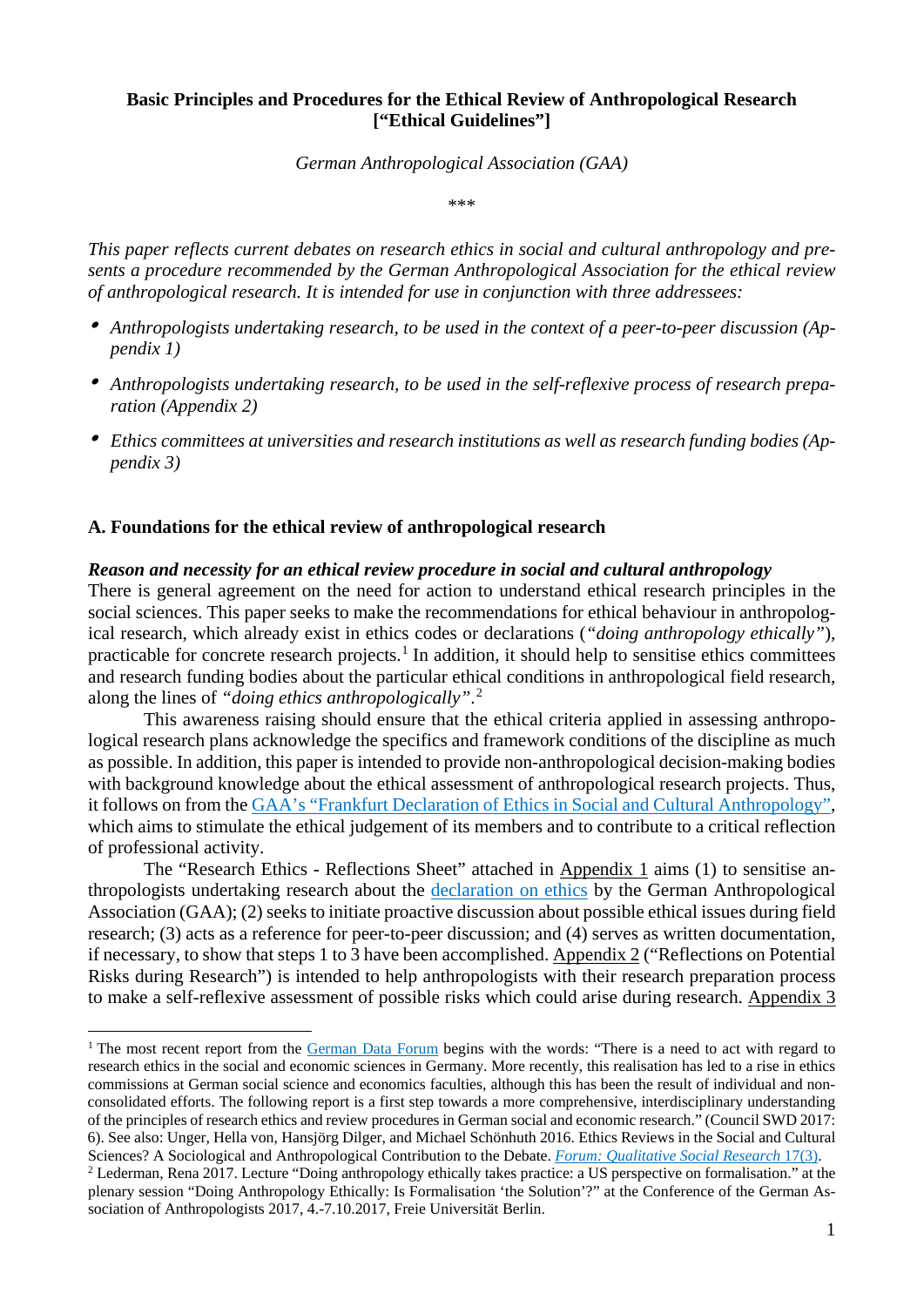**Basic Principles and Procedures for the Ethical Review of Anthropological Research ["Ethical Guidelines"]**

*German Anthropological Association (GAA)*

\*\*\*

*This paper reflects current debates on research ethics in social and cultural anthropology and presents a procedure recommended by the German Anthropological Association for the ethical review of anthropological research. It is intended for use in conjunction with three addressees:*

- *Anthropologists undertaking research, to be used in the context of a peer-to-peer discussion (Appendix 1)*
- *Anthropologists undertaking research, to be used in the self-reflexive process of research preparation (Appendix 2)*
- *Ethics committees at universities and research institutions as well as research funding bodies (Appendix 3)*

## A. Foundations for the ethical review of anthropological research

### *Reason and necessity for an ethical review procedure in social and cultural anthropology*

There is general agreement on the need for action to understand ethical research principles in the social sciences. This paper seeks to make the recommendations for ethical behaviour in anthropological research, which already exist in ethics codes or declarations (*"doing anthropology ethically"*), practicable for concrete research projects.[1] In addition, it should help to sensitise ethics committees and research funding bodies about the particular ethical conditions in anthropological field research, along the lines of *"doing ethics anthropologically"*.[2]

This awareness raising should ensure that the ethical criteria applied in assessing anthropological research plans acknowledge the specifics and framework conditions of the discipline as much as possible. In addition, this paper is intended to provide non-anthropological decision-making bodies with background knowledge about the ethical assessment of anthropological research projects. Thus, it follows on from the GAA's "Frankfurt Declaration of Ethics in Social and Cultural Anthropology", which aims to stimulate the ethical judgement of its members and to contribute to a critical reflection of professional activity.

The "Research Ethics - Reflections Sheet" attached in Appendix 1 aims (1) to sensitise anthropologists undertaking research about the declaration on ethics by the German Anthropological Association (GAA); (2) seeks to initiate proactive discussion about possible ethical issues during field research; (3) acts as a reference for peer-to-peer discussion; and (4) serves as written documentation, if necessary, to show that steps 1 to 3 have been accomplished. Appendix 2 ("Reflections on Potential Risks during Research") is intended to help anthropologists with their research preparation process to make a self-reflexive assessment of possible risks which could arise during research. Appendix 3

---

[1] The most recent report from the German Data Forum begins with the words: "There is a need to act with regard to research ethics in the social and economic sciences in Germany. More recently, this realisation has led to a rise in ethics commissions at German social science and economics faculties, although this has been the result of individual and non-consolidated efforts. The following report is a first step towards a more comprehensive, interdisciplinary understanding of the principles of research ethics and review procedures in German social and economic research." (Council SWD 2017: 6). See also: Unger, Hella von, Hansjörg Dilger, and Michael Schönhuth 2016. Ethics Reviews in the Social and Cultural Sciences? A Sociological and Anthropological Contribution to the Debate. *Forum: Qualitative Social Research* 17(3).

[2] Lederman, Rena 2017. Lecture "Doing anthropology ethically takes practice: a US perspective on formalisation." at the plenary session "Doing Anthropology Ethically: Is Formalisation 'the Solution'?" at the Conference of the German Association of Anthropologists 2017, 4.-7.10.2017, Freie Universität Berlin.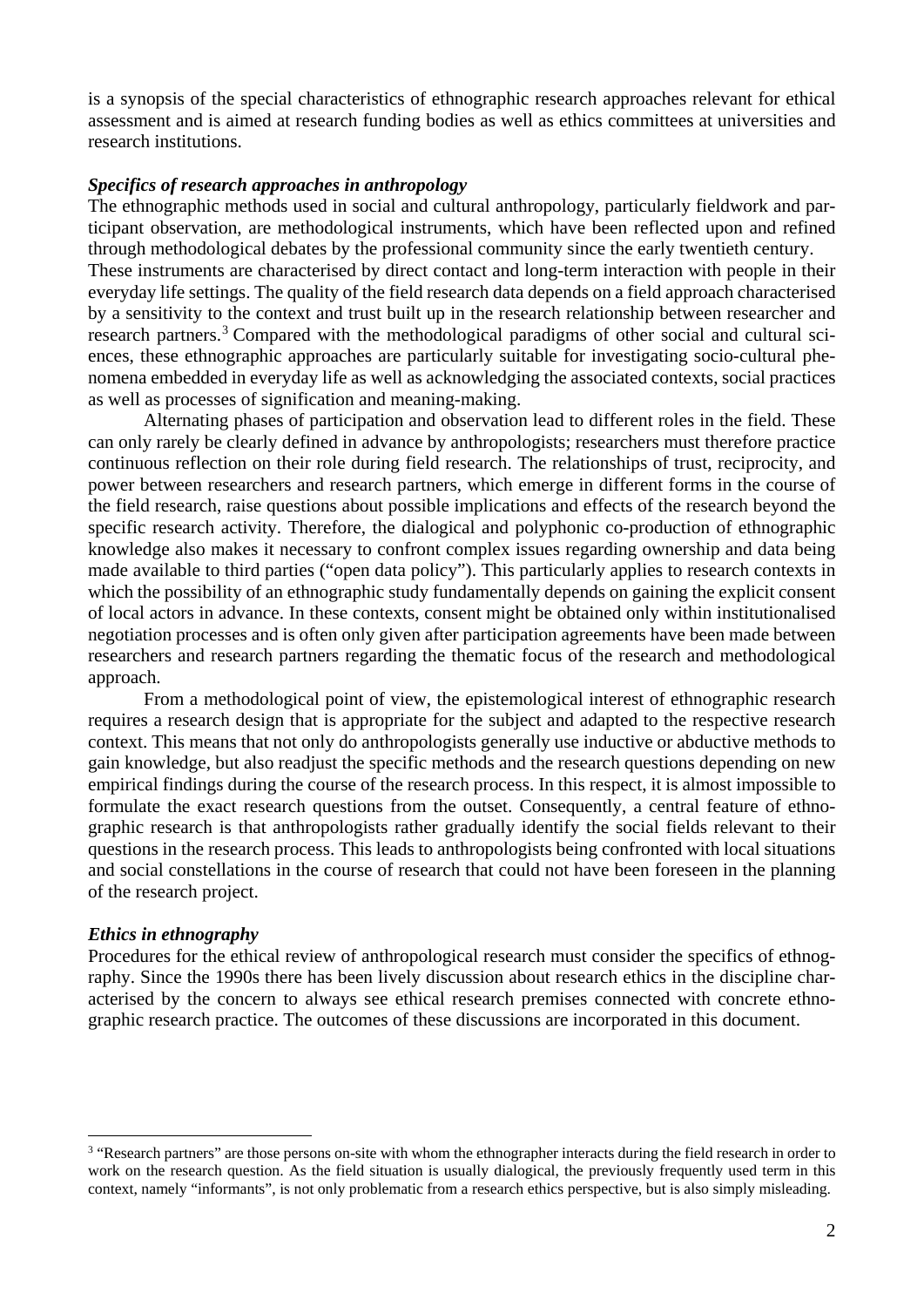is a synopsis of the special characteristics of ethnographic research approaches relevant for ethical assessment and is aimed at research funding bodies as well as ethics committees at universities and research institutions.

***Specifics of research approaches in anthropology***

The ethnographic methods used in social and cultural anthropology, particularly fieldwork and participant observation, are methodological instruments, which have been reflected upon and refined through methodological debates by the professional community since the early twentieth century.

These instruments are characterised by direct contact and long-term interaction with people in their everyday life settings. The quality of the field research data depends on a field approach characterised by a sensitivity to the context and trust built up in the research relationship between researcher and research partners.[3] Compared with the methodological paradigms of other social and cultural sciences, these ethnographic approaches are particularly suitable for investigating socio-cultural phenomena embedded in everyday life as well as acknowledging the associated contexts, social practices as well as processes of signification and meaning-making.

Alternating phases of participation and observation lead to different roles in the field. These can only rarely be clearly defined in advance by anthropologists; researchers must therefore practice continuous reflection on their role during field research. The relationships of trust, reciprocity, and power between researchers and research partners, which emerge in different forms in the course of the field research, raise questions about possible implications and effects of the research beyond the specific research activity. Therefore, the dialogical and polyphonic co-production of ethnographic knowledge also makes it necessary to confront complex issues regarding ownership and data being made available to third parties ("open data policy"). This particularly applies to research contexts in which the possibility of an ethnographic study fundamentally depends on gaining the explicit consent of local actors in advance. In these contexts, consent might be obtained only within institutionalised negotiation processes and is often only given after participation agreements have been made between researchers and research partners regarding the thematic focus of the research and methodological approach.

From a methodological point of view, the epistemological interest of ethnographic research requires a research design that is appropriate for the subject and adapted to the respective research context. This means that not only do anthropologists generally use inductive or abductive methods to gain knowledge, but also readjust the specific methods and the research questions depending on new empirical findings during the course of the research process. In this respect, it is almost impossible to formulate the exact research questions from the outset. Consequently, a central feature of ethnographic research is that anthropologists rather gradually identify the social fields relevant to their questions in the research process. This leads to anthropologists being confronted with local situations and social constellations in the course of research that could not have been foreseen in the planning of the research project.

***Ethics in ethnography***

Procedures for the ethical review of anthropological research must consider the specifics of ethnography. Since the 1990s there has been lively discussion about research ethics in the discipline characterised by the concern to always see ethical research premises connected with concrete ethnographic research practice. The outcomes of these discussions are incorporated in this document.

[3] "Research partners" are those persons on-site with whom the ethnographer interacts during the field research in order to work on the research question. As the field situation is usually dialogical, the previously frequently used term in this context, namely "informants", is not only problematic from a research ethics perspective, but is also simply misleading.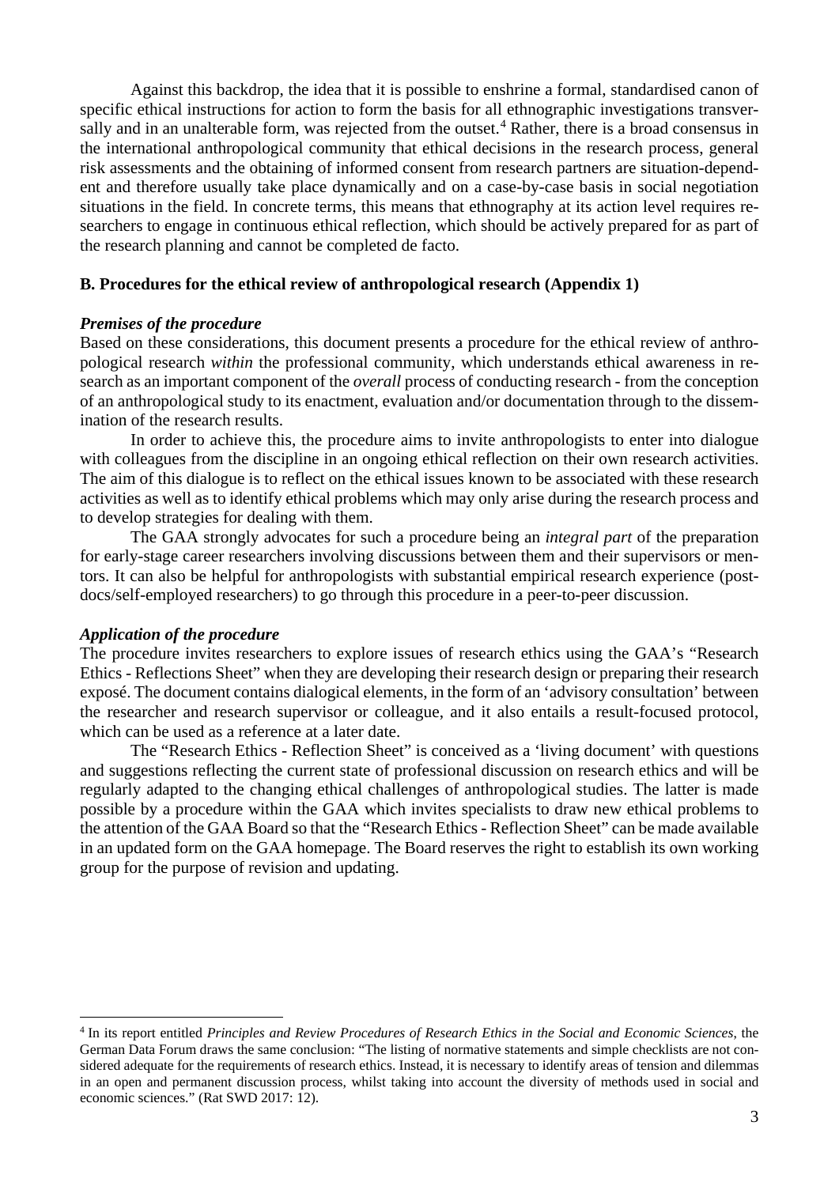Against this backdrop, the idea that it is possible to enshrine a formal, standardised canon of specific ethical instructions for action to form the basis for all ethnographic investigations transversally and in an unalterable form, was rejected from the outset.[4] Rather, there is a broad consensus in the international anthropological community that ethical decisions in the research process, general risk assessments and the obtaining of informed consent from research partners are situation-dependent and therefore usually take place dynamically and on a case-by-case basis in social negotiation situations in the field. In concrete terms, this means that ethnography at its action level requires researchers to engage in continuous ethical reflection, which should be actively prepared for as part of the research planning and cannot be completed de facto.

**B. Procedures for the ethical review of anthropological research (Appendix 1)**

***Premises of the procedure***

Based on these considerations, this document presents a procedure for the ethical review of anthropological research *within* the professional community, which understands ethical awareness in research as an important component of the *overall* process of conducting research - from the conception of an anthropological study to its enactment, evaluation and/or documentation through to the dissemination of the research results.

In order to achieve this, the procedure aims to invite anthropologists to enter into dialogue with colleagues from the discipline in an ongoing ethical reflection on their own research activities. The aim of this dialogue is to reflect on the ethical issues known to be associated with these research activities as well as to identify ethical problems which may only arise during the research process and to develop strategies for dealing with them.

The GAA strongly advocates for such a procedure being an *integral part* of the preparation for early-stage career researchers involving discussions between them and their supervisors or mentors. It can also be helpful for anthropologists with substantial empirical research experience (postdocs/self-employed researchers) to go through this procedure in a peer-to-peer discussion.

***Application of the procedure***

The procedure invites researchers to explore issues of research ethics using the GAA's "Research Ethics - Reflections Sheet" when they are developing their research design or preparing their research exposé. The document contains dialogical elements, in the form of an 'advisory consultation' between the researcher and research supervisor or colleague, and it also entails a result-focused protocol, which can be used as a reference at a later date.

The "Research Ethics - Reflection Sheet" is conceived as a 'living document' with questions and suggestions reflecting the current state of professional discussion on research ethics and will be regularly adapted to the changing ethical challenges of anthropological studies. The latter is made possible by a procedure within the GAA which invites specialists to draw new ethical problems to the attention of the GAA Board so that the "Research Ethics - Reflection Sheet" can be made available in an updated form on the GAA homepage. The Board reserves the right to establish its own working group for the purpose of revision and updating.

---

[4] In its report entitled *Principles and Review Procedures of Research Ethics in the Social and Economic Sciences*, the German Data Forum draws the same conclusion: "The listing of normative statements and simple checklists are not considered adequate for the requirements of research ethics. Instead, it is necessary to identify areas of tension and dilemmas in an open and permanent discussion process, whilst taking into account the diversity of methods used in social and economic sciences." (Rat SWD 2017: 12).